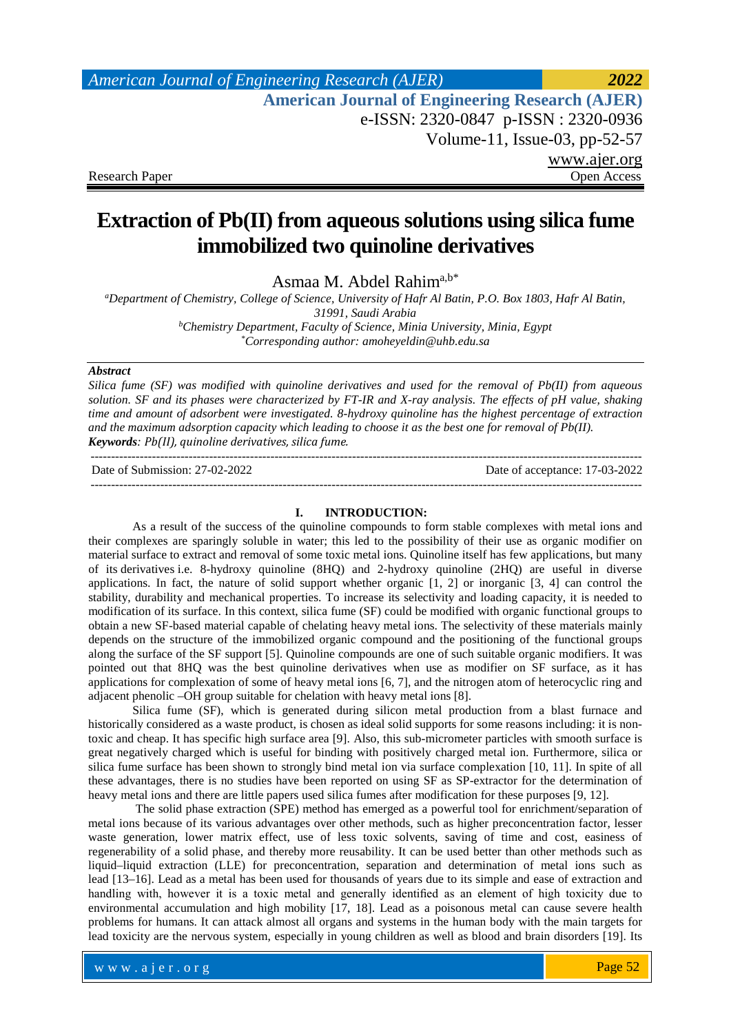Research Paper | Open Access

# Extraction of Pb(II) from aqueous solutions using silica fume immobilized two quinoline derivatives

Asmaa M. Abdel Rahim[a,b*]

[a]*Department of Chemistry, College of Science, University of Hafr Al Batin, P.O. Box 1803, Hafr Al Batin, 31991, Saudi Arabia*
[b]*Chemistry Department, Faculty of Science, Minia University, Minia, Egypt*
[*]*Corresponding author: amoheyeldin@uhb.edu.sa*

***Abstract***

*Silica fume (SF) was modified with quinoline derivatives and used for the removal of Pb(II) from aqueous solution. SF and its phases were characterized by FT-IR and X-ray analysis. The effects of pH value, shaking time and amount of adsorbent were investigated. 8-hydroxy quinoline has the highest percentage of extraction and the maximum adsorption capacity which leading to choose it as the best one for removal of Pb(II).*

***Keywords****: Pb(II), quinoline derivatives, silica fume.*

---

Date of Submission: 27-02-2022 | Date of acceptance: 17-03-2022

---

## I. INTRODUCTION:

As a result of the success of the quinoline compounds to form stable complexes with metal ions and their complexes are sparingly soluble in water; this led to the possibility of their use as organic modifier on material surface to extract and removal of some toxic metal ions. Quinoline itself has few applications, but many of its derivatives i.e. 8-hydroxy quinoline (8HQ) and 2-hydroxy quinoline (2HQ) are useful in diverse applications. In fact, the nature of solid support whether organic [1, 2] or inorganic [3, 4] can control the stability, durability and mechanical properties. To increase its selectivity and loading capacity, it is needed to modification of its surface. In this context, silica fume (SF) could be modified with organic functional groups to obtain a new SF-based material capable of chelating heavy metal ions. The selectivity of these materials mainly depends on the structure of the immobilized organic compound and the positioning of the functional groups along the surface of the SF support [5]. Quinoline compounds are one of such suitable organic modifiers. It was pointed out that 8HQ was the best quinoline derivatives when use as modifier on SF surface, as it has applications for complexation of some of heavy metal ions [6, 7], and the nitrogen atom of heterocyclic ring and adjacent phenolic –OH group suitable for chelation with heavy metal ions [8].

Silica fume (SF), which is generated during silicon metal production from a blast furnace and historically considered as a waste product, is chosen as ideal solid supports for some reasons including: it is non-toxic and cheap. It has specific high surface area [9]. Also, this sub-micrometer particles with smooth surface is great negatively charged which is useful for binding with positively charged metal ion. Furthermore, silica or silica fume surface has been shown to strongly bind metal ion via surface complexation [10, 11]. In spite of all these advantages, there is no studies have been reported on using SF as SP-extractor for the determination of heavy metal ions and there are little papers used silica fumes after modification for these purposes [9, 12].

The solid phase extraction (SPE) method has emerged as a powerful tool for enrichment/separation of metal ions because of its various advantages over other methods, such as higher preconcentration factor, lesser waste generation, lower matrix effect, use of less toxic solvents, saving of time and cost, easiness of regenerability of a solid phase, and thereby more reusability. It can be used better than other methods such as liquid–liquid extraction (LLE) for preconcentration, separation and determination of metal ions such as lead [13–16]. Lead as a metal has been used for thousands of years due to its simple and ease of extraction and handling with, however it is a toxic metal and generally identified as an element of high toxicity due to environmental accumulation and high mobility [17, 18]. Lead as a poisonous metal can cause severe health problems for humans. It can attack almost all organs and systems in the human body with the main targets for lead toxicity are the nervous system, especially in young children as well as blood and brain disorders [19]. Its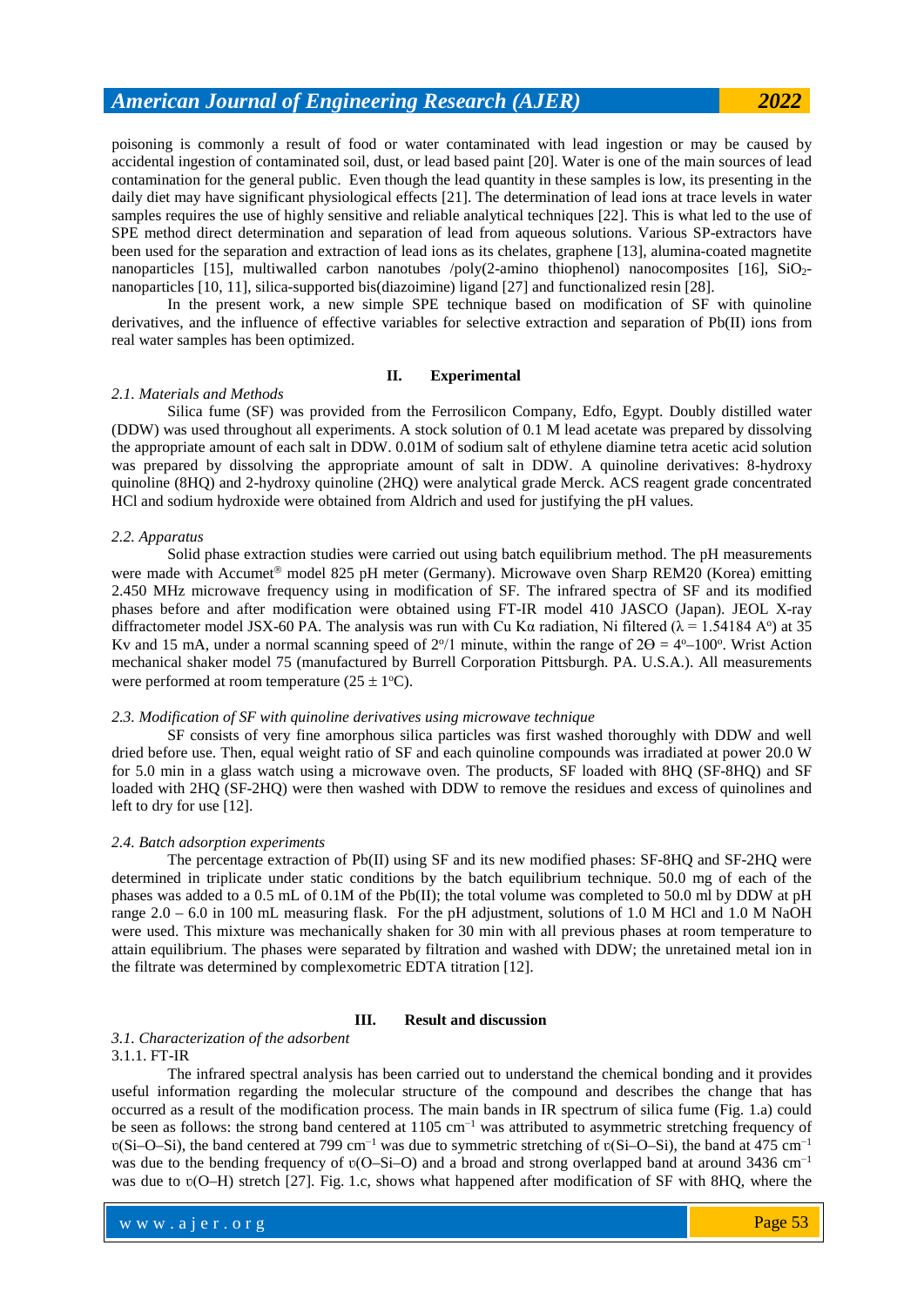poisoning is commonly a result of food or water contaminated with lead ingestion or may be caused by accidental ingestion of contaminated soil, dust, or lead based paint [20]. Water is one of the main sources of lead contamination for the general public. Even though the lead quantity in these samples is low, its presenting in the daily diet may have significant physiological effects [21]. The determination of lead ions at trace levels in water samples requires the use of highly sensitive and reliable analytical techniques [22]. This is what led to the use of SPE method direct determination and separation of lead from aqueous solutions. Various SP-extractors have been used for the separation and extraction of lead ions as its chelates, graphene [13], alumina-coated magnetite nanoparticles [15], multiwalled carbon nanotubes /poly(2-amino thiophenol) nanocomposites [16], $SiO_2$-nanoparticles [10, 11], silica-supported bis(diazoimine) ligand [27] and functionalized resin [28].

In the present work, a new simple SPE technique based on modification of SF with quinoline derivatives, and the influence of effective variables for selective extraction and separation of Pb(II) ions from real water samples has been optimized.

## II. Experimental

### *2.1. Materials and Methods*

Silica fume (SF) was provided from the Ferrosilicon Company, Edfo, Egypt. Doubly distilled water (DDW) was used throughout all experiments. A stock solution of 0.1 M lead acetate was prepared by dissolving the appropriate amount of each salt in DDW. 0.01M of sodium salt of ethylene diamine tetra acetic acid solution was prepared by dissolving the appropriate amount of salt in DDW. A quinoline derivatives: 8-hydroxy quinoline (8HQ) and 2-hydroxy quinoline (2HQ) were analytical grade Merck. ACS reagent grade concentrated HCl and sodium hydroxide were obtained from Aldrich and used for justifying the pH values.

### *2.2. Apparatus*

Solid phase extraction studies were carried out using batch equilibrium method. The pH measurements were made with Accumet® model 825 pH meter (Germany). Microwave oven Sharp REM20 (Korea) emitting 2.450 MHz microwave frequency using in modification of SF. The infrared spectra of SF and its modified phases before and after modification were obtained using FT-IR model 410 JASCO (Japan). JEOL X-ray diffractometer model JSX-60 PA. The analysis was run with Cu Kα radiation, Ni filtered (λ = 1.54184 A°) at 35 Kv and 15 mA, under a normal scanning speed of 2°/1 minute, within the range of 2Θ = 4°–100°. Wrist Action mechanical shaker model 75 (manufactured by Burrell Corporation Pittsburgh. PA. U.S.A.). All measurements were performed at room temperature (25 ± 1°C).

### *2.3. Modification of SF with quinoline derivatives using microwave technique*

SF consists of very fine amorphous silica particles was first washed thoroughly with DDW and well dried before use. Then, equal weight ratio of SF and each quinoline compounds was irradiated at power 20.0 W for 5.0 min in a glass watch using a microwave oven. The products, SF loaded with 8HQ (SF-8HQ) and SF loaded with 2HQ (SF-2HQ) were then washed with DDW to remove the residues and excess of quinolines and left to dry for use [12].

### *2.4. Batch adsorption experiments*

The percentage extraction of Pb(II) using SF and its new modified phases: SF-8HQ and SF-2HQ were determined in triplicate under static conditions by the batch equilibrium technique. 50.0 mg of each of the phases was added to a 0.5 mL of 0.1M of the Pb(II); the total volume was completed to 50.0 ml by DDW at pH range 2.0 – 6.0 in 100 mL measuring flask. For the pH adjustment, solutions of 1.0 M HCl and 1.0 M NaOH were used. This mixture was mechanically shaken for 30 min with all previous phases at room temperature to attain equilibrium. The phases were separated by filtration and washed with DDW; the unretained metal ion in the filtrate was determined by complexometric EDTA titration [12].

## III. Result and discussion

### *3.1. Characterization of the adsorbent*

#### 3.1.1. FT-IR

The infrared spectral analysis has been carried out to understand the chemical bonding and it provides useful information regarding the molecular structure of the compound and describes the change that has occurred as a result of the modification process. The main bands in IR spectrum of silica fume (Fig. 1.a) could be seen as follows: the strong band centered at 1105 $cm^{-1}$ was attributed to asymmetric stretching frequency of υ(Si–O–Si), the band centered at 799 $cm^{-1}$ was due to symmetric stretching of υ(Si–O–Si), the band at 475 $cm^{-1}$ was due to the bending frequency of υ(O–Si–O) and a broad and strong overlapped band at around 3436 $cm^{-1}$ was due to υ(O–H) stretch [27]. Fig. 1.c, shows what happened after modification of SF with 8HQ, where the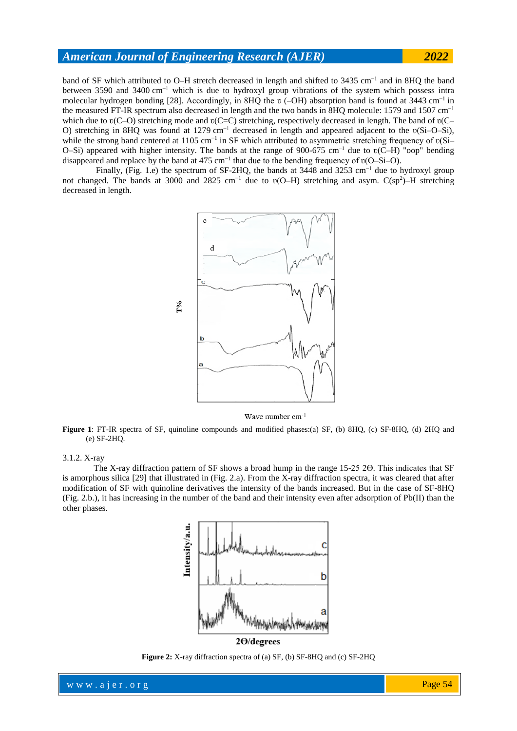band of SF which attributed to O–H stretch decreased in length and shifted to 3435 $cm^{-1}$ and in 8HQ the band between 3590 and 3400 $cm^{-1}$ which is due to hydroxyl group vibrations of the system which possess intra molecular hydrogen bonding [28]. Accordingly, in 8HQ the υ (–OH) absorption band is found at 3443 $cm^{-1}$ in the measured FT-IR spectrum also decreased in length and the two bands in 8HQ molecule: 1579 and 1507 $cm^{-1}$ which due to υ(C–O) stretching mode and υ(C=C) stretching, respectively decreased in length. The band of υ(C–O) stretching in 8HQ was found at 1279 $cm^{-1}$ decreased in length and appeared adjacent to the υ(Si–O–Si), while the strong band centered at 1105 $cm^{-1}$ in SF which attributed to asymmetric stretching frequency of υ(Si–O–Si) appeared with higher intensity. The bands at the range of 900-675 $cm^{-1}$ due to υ(C–H) "oop" bending disappeared and replace by the band at 475 $cm^{-1}$ that due to the bending frequency of υ(O–Si–O).

Finally, (Fig. 1.e) the spectrum of SF-2HQ, the bands at 3448 and 3253 $cm^{-1}$ due to hydroxyl group not changed. The bands at 3000 and 2825 $cm^{-1}$ due to υ(O–H) stretching and asym. $C(sp^2)$–H stretching decreased in length.

**Figure 1**: FT-IR spectra of SF, quinoline compounds and modified phases:(a) SF, (b) 8HQ, (c) SF-8HQ, (d) 2HQ and (e) SF-2HQ.

3.1.2. X-ray

The X-ray diffraction pattern of SF shows a broad hump in the range 15-25 2Θ. This indicates that SF is amorphous silica [29] that illustrated in (Fig. 2.a). From the X-ray diffraction spectra, it was cleared that after modification of SF with quinoline derivatives the intensity of the bands increased. But in the case of SF-8HQ (Fig. 2.b.), it has increasing in the number of the band and their intensity even after adsorption of Pb(II) than the other phases.

**Figure 2:** X-ray diffraction spectra of (a) SF, (b) SF-8HQ and (c) SF-2HQ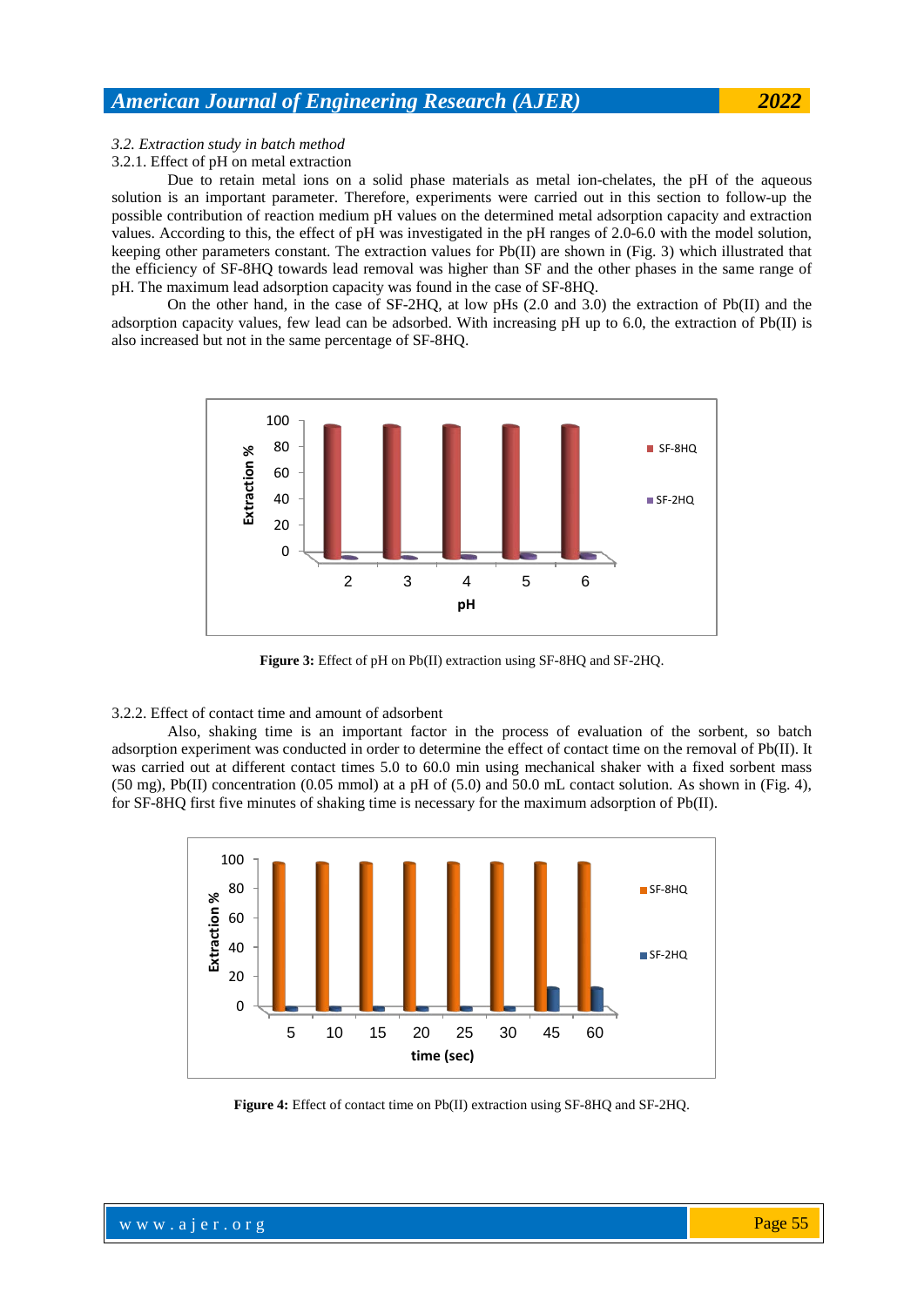*3.2. Extraction study in batch method*

3.2.1. Effect of pH on metal extraction

Due to retain metal ions on a solid phase materials as metal ion-chelates, the pH of the aqueous solution is an important parameter. Therefore, experiments were carried out in this section to follow-up the possible contribution of reaction medium pH values on the determined metal adsorption capacity and extraction values. According to this, the effect of pH was investigated in the pH ranges of 2.0-6.0 with the model solution, keeping other parameters constant. The extraction values for Pb(II) are shown in (Fig. 3) which illustrated that the efficiency of SF-8HQ towards lead removal was higher than SF and the other phases in the same range of pH. The maximum lead adsorption capacity was found in the case of SF-8HQ.

On the other hand, in the case of SF-2HQ, at low pHs (2.0 and 3.0) the extraction of Pb(II) and the adsorption capacity values, few lead can be adsorbed. With increasing pH up to 6.0, the extraction of Pb(II) is also increased but not in the same percentage of SF-8HQ.

**Figure 3:** Effect of pH on Pb(II) extraction using SF-8HQ and SF-2HQ.

3.2.2. Effect of contact time and amount of adsorbent

Also, shaking time is an important factor in the process of evaluation of the sorbent, so batch adsorption experiment was conducted in order to determine the effect of contact time on the removal of Pb(II). It was carried out at different contact times 5.0 to 60.0 min using mechanical shaker with a fixed sorbent mass (50 mg), Pb(II) concentration (0.05 mmol) at a pH of (5.0) and 50.0 mL contact solution. As shown in (Fig. 4), for SF-8HQ first five minutes of shaking time is necessary for the maximum adsorption of Pb(II).

**Figure 4:** Effect of contact time on Pb(II) extraction using SF-8HQ and SF-2HQ.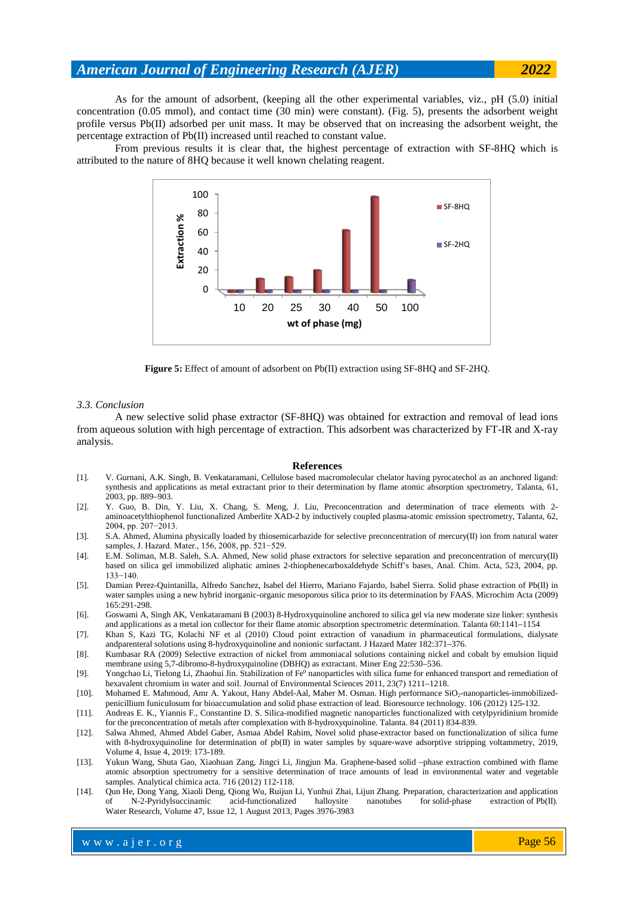As for the amount of adsorbent, (keeping all the other experimental variables, viz., pH (5.0) initial concentration (0.05 mmol), and contact time (30 min) were constant). (Fig. 5), presents the adsorbent weight profile versus Pb(II) adsorbed per unit mass. It may be observed that on increasing the adsorbent weight, the percentage extraction of Pb(II) increased until reached to constant value.

From previous results it is clear that, the highest percentage of extraction with SF-8HQ which is attributed to the nature of 8HQ because it well known chelating reagent.

**Figure 5:** Effect of amount of adsorbent on Pb(II) extraction using SF-8HQ and SF-2HQ.

### *3.3. Conclusion*

A new selective solid phase extractor (SF-8HQ) was obtained for extraction and removal of lead ions from aqueous solution with high percentage of extraction. This adsorbent was characterized by FT-IR and X-ray analysis.

## References

[1]. V. Gurnani, A.K. Singh, B. Venkataramani, Cellulose based macromolecular chelator having pyrocatechol as an anchored ligand: synthesis and applications as metal extractant prior to their determination by flame atomic absorption spectrometry, Talanta, 61, 2003, pp. 889–903.

[2]. Y. Guo, B. Din, Y. Liu, X. Chang, S. Meng, J. Liu, Preconcentration and determination of trace elements with 2-aminoacetylthiophenol functionalized Amberlite XAD-2 by inductively coupled plasma-atomic emission spectrometry, Talanta, 62, 2004, pp. 207−2013.

[3]. S.A. Ahmed, Alumina physically loaded by thiosemicarbazide for selective preconcentration of mercury(II) ion from natural water samples, J. Hazard. Mater., 156, 2008, pp. 521−529.

[4]. E.M. Soliman, M.B. Saleh, S.A. Ahmed, New solid phase extractors for selective separation and preconcentration of mercury(II) based on silica gel immobilized aliphatic amines 2-thiophenecarboxaldehyde Schiff's bases, Anal. Chim. Acta, 523, 2004, pp. 133−140.

[5]. Damian Perez-Quintanilla, Alfredo Sanchez, Isabel del Hierro, Mariano Fajardo, Isabel Sierra. Solid phase extraction of Pb(II) in water samples using a new hybrid inorganic-organic mesoporous silica prior to its determination by FAAS. Microchim Acta (2009) 165:291-298.

[6]. Goswami A, Singh AK, Venkataramani B (2003) 8-Hydroxyquinoline anchored to silica gel via new moderate size linker: synthesis and applications as a metal ion collector for their flame atomic absorption spectrometric determination. Talanta 60:1141–1154

[7]. Khan S, Kazi TG, Kolachi NF et al (2010) Cloud point extraction of vanadium in pharmaceutical formulations, dialysate andparenteral solutions using 8-hydroxyquinoline and nonionic surfactant. J Hazard Mater 182:371–376.

[8]. Kumbasar RA (2009) Selective extraction of nickel from ammoniacal solutions containing nickel and cobalt by emulsion liquid membrane using 5,7-dibromo-8-hydroxyquinoline (DBHQ) as extractant. Miner Eng 22:530–536.

[9]. Yongchao Li, Tielong Li, Zhaohui Jin. Stabilization of $Fe^0$ nanoparticles with silica fume for enhanced transport and remediation of hexavalent chromium in water and soil. Journal of Environmental Sciences 2011, 23(7) 1211–1218.

[10]. Mohamed E. Mahmoud, Amr A. Yakout, Hany Abdel-Aal, Maher M. Osman. High performance $SiO_2$-nanoparticles-immobilized-penicillium funiculosum for bioaccumulation and solid phase extraction of lead. Bioresource technology. 106 (2012) 125-132.

[11]. Andreas E. K., Yiannis F., Constantine D. S. Silica-modified magnetic nanoparticles functionalized with cetylpyridinium bromide for the preconcentration of metals after complexation with 8-hydroxyquinoline. Talanta. 84 (2011) 834-839.

[12]. Salwa Ahmed, Ahmed Abdel Gaber, Asmaa Abdel Rahim, Novel solid phase-extractor based on functionalization of silica fume with 8-hydroxyquinoline for determination of pb(II) in water samples by square-wave adsorptive stripping voltammetry, 2019, Volume 4, Issue 4, 2019: 173-189.

[13]. Yukun Wang, Shuta Gao, Xiaohuan Zang, Jingci Li, Jingjun Ma. Graphene-based solid –phase extraction combined with flame atomic absorption spectrometry for a sensitive determination of trace amounts of lead in environmental water and vegetable samples. Analytical chimica acta. 716 (2012) 112-118.

[14]. Qun He, Dong Yang, Xiaoli Deng, Qiong Wu, Ruijun Li, Yunhui Zhai, Lijun Zhang. Preparation, characterization and application of N-2-Pyridylsuccinamic acid-functionalized halloysite nanotubes for solid-phase extraction of Pb(II). Water Research, Volume 47, Issue 12, 1 August 2013, Pages 3976-3983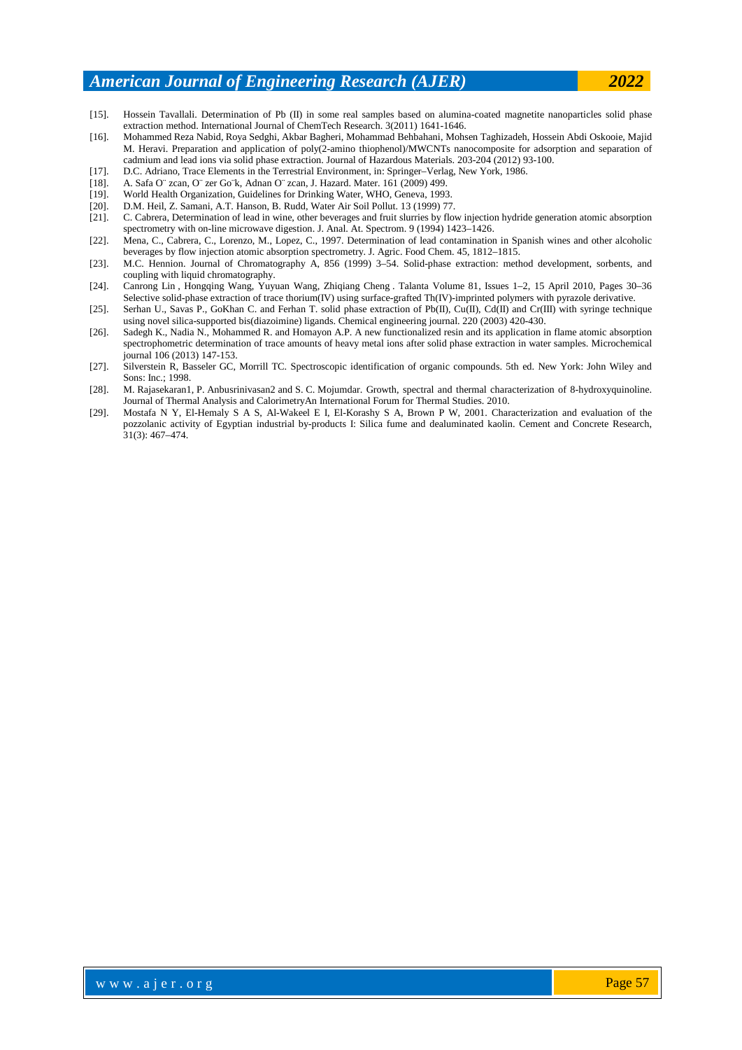[15]. Hossein Tavallali. Determination of Pb (II) in some real samples based on alumina-coated magnetite nanoparticles solid phase extraction method. International Journal of ChemTech Research. 3(2011) 1641-1646.

[16]. Mohammed Reza Nabid, Roya Sedghi, Akbar Bagheri, Mohammad Behbahani, Mohsen Taghizadeh, Hossein Abdi Oskooie, Majid M. Heravi. Preparation and application of poly(2-amino thiophenol)/MWCNTs nanocomposite for adsorption and separation of cadmium and lead ions via solid phase extraction. Journal of Hazardous Materials. 203-204 (2012) 93-100.

[17]. D.C. Adriano, Trace Elements in the Terrestrial Environment, in: Springer–Verlag, New York, 1986.

[18]. A. Safa O¨ zcan, O¨ zer Go¨k, Adnan O¨ zcan, J. Hazard. Mater. 161 (2009) 499.

[19]. World Health Organization, Guidelines for Drinking Water, WHO, Geneva, 1993.

[20]. D.M. Heil, Z. Samani, A.T. Hanson, B. Rudd, Water Air Soil Pollut. 13 (1999) 77.

[21]. C. Cabrera, Determination of lead in wine, other beverages and fruit slurries by flow injection hydride generation atomic absorption spectrometry with on-line microwave digestion. J. Anal. At. Spectrom. 9 (1994) 1423–1426.

[22]. Mena, C., Cabrera, C., Lorenzo, M., Lopez, C., 1997. Determination of lead contamination in Spanish wines and other alcoholic beverages by flow injection atomic absorption spectrometry. J. Agric. Food Chem. 45, 1812–1815.

[23]. M.C. Hennion. Journal of Chromatography A, 856 (1999) 3–54. Solid-phase extraction: method development, sorbents, and coupling with liquid chromatography.

[24]. Canrong Lin , Hongqing Wang, Yuyuan Wang, Zhiqiang Cheng . Talanta Volume 81, Issues 1–2, 15 April 2010, Pages 30–36 Selective solid-phase extraction of trace thorium(IV) using surface-grafted Th(IV)-imprinted polymers with pyrazole derivative.

[25]. Serhan U., Savas P., GoKhan C. and Ferhan T. solid phase extraction of Pb(II), Cu(II), Cd(II) and Cr(III) with syringe technique using novel silica-supported bis(diazoimine) ligands. Chemical engineering journal. 220 (2003) 420-430.

[26]. Sadegh K., Nadia N., Mohammed R. and Homayon A.P. A new functionalized resin and its application in flame atomic absorption spectrophotometric determination of trace amounts of heavy metal ions after solid phase extraction in water samples. Microchemical journal 106 (2013) 147-153.

[27]. Silverstein R, Basseler GC, Morrill TC. Spectroscopic identification of organic compounds. 5th ed. New York: John Wiley and Sons: Inc.; 1998.

[28]. M. Rajasekaran1, P. Anbusrinivasan2 and S. C. Mojumdar. Growth, spectral and thermal characterization of 8-hydroxyquinoline. Journal of Thermal Analysis and CalorimetryAn International Forum for Thermal Studies. 2010.

[29]. Mostafa N Y, El-Hemaly S A S, Al-Wakeel E I, El-Korashy S A, Brown P W, 2001. Characterization and evaluation of the pozzolanic activity of Egyptian industrial by-products I: Silica fume and dealuminated kaolin. Cement and Concrete Research, 31(3): 467–474.